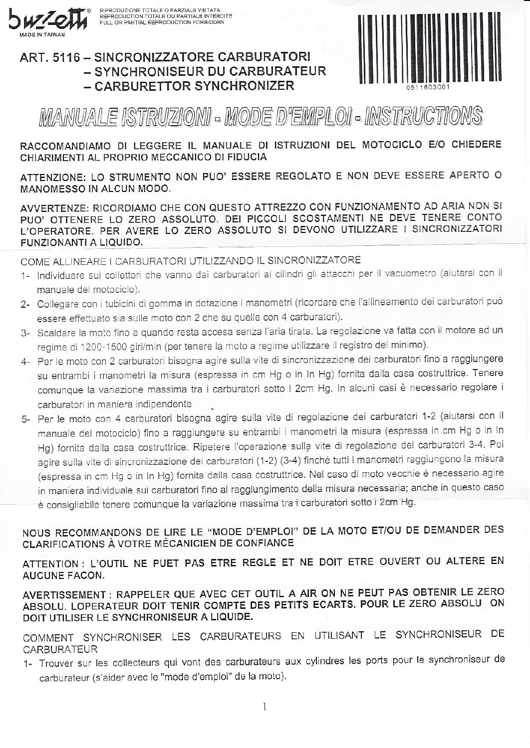buzzetti®

RIPRODUZIONE TOTALE O PARZIALE VIETATA
REPRODUCTION TOTALE OU PARTIALE INTERDITE
FULL OR PARTIAL REPRODUCTION FORBIDDEN

MADE IN TAIWAN

0511603001

# ART. 5116 – SINCRONIZZATORE CARBURATORI – SYNCHRONISEUR DU CARBURATEUR – CARBURETTOR SYNCHRONIZER

## MANUALE ISTRUZIONI - MODE D'EMPLOI - INSTRUCTIONS

**RACCOMANDIAMO DI LEGGERE IL MANUALE DI ISTRUZIONI DEL MOTOCICLO E/O CHIEDERE CHIARIMENTI AL PROPRIO MECCANICO DI FIDUCIA**

**ATTENZIONE: LO STRUMENTO NON PUO' ESSERE REGOLATO E NON DEVE ESSERE APERTO O MANOMESSO IN ALCUN MODO.**

**AVVERTENZE: RICORDIAMO CHE CON QUESTO ATTREZZO CON FUNZIONAMENTO AD ARIA NON SI PUO' OTTENERE LO ZERO ASSOLUTO. DEI PICCOLI SCOSTAMENTI NE DEVE TENERE CONTO L'OPERATORE. PER AVERE LO ZERO ASSOLUTO SI DEVONO UTILIZZARE I SINCRONIZZATORI FUNZIONANTI A LIQUIDO.**

COME ALLINEARE I CARBURATORI UTILIZZANDO IL SINCRONIZZATORE

1- Individuare sui collettori che vanno dai carburatori ai cilindri gli attacchi per il vacuometro (aiutarsi con il manuale del motociclo).
2- Collegare con i tubicini di gomma in dotazione i manometri (ricordare che l'allineamento dei carburatori può essere effettuato sia sulle moto con 2 che su quelle con 4 carburatori).
3- Scaldare la moto fino a quando resta accesa senza l'aria tirata. La regolazione va fatta con il motore ad un regime di 1200-1500 giri/min (per tenere la moto a regime utilizzare il registro del minimo).
4- Per le moto con 2 carburatori bisogna agire sulla vite di sincronizzazione dei carburatori fino a raggiungere su entrambi i manometri la misura (espressa in cm Hg o in In Hg) fornita dalla casa costruttrice. Tenere comunque la variazione massima tra i carburatori sotto i 2cm Hg. In alcuni casi è necessario regolare i carburatori in maniera indipendente
5- Per le moto con 4 carburatori bisogna agire sulla vite di regolazione dei carburatori 1-2 (aiutarsi con il manuale del motociclo) fino a raggiungere su entrambi i manometri la misura (espressa in cm Hg o in In Hg) fornita dalla casa costruttrice. Ripetere l'operazione sulla vite di regolazione dei carburatori 3-4. Poi agire sulla vite di sincronizzazione dei carburatori (1-2) (3-4) finché tutti i manometri raggiungono la misura (espressa in cm Hg o in In Hg) fornita dalla casa costruttrice. Nel caso di moto vecchie è necessario agire in maniera individuale sui carburatori fino al raggiungimento della misura necessaria; anche in questo caso è consigliabile tenere comunque la variazione massima tra i carburatori sotto i 2cm Hg.

**NOUS RECOMMANDONS DE LIRE LE "MODE D'EMPLOI" DE LA MOTO ET/OU DE DEMANDER DES CLARIFICATIONS À VOTRE MÉCANICIEN DE CONFIANCE**

**ATTENTION : L'OUTIL NE PUET PAS ETRE REGLE ET NE DOIT ETRE OUVERT OU ALTERE EN AUCUNE FACON.**

**AVERTISSEMENT : RAPPELER QUE AVEC CET OUTIL A AIR ON NE PEUT PAS OBTENIR LE ZERO ABSOLU. LOPERATEUR DOIT TENIR COMPTE DES PETITS ECARTS. POUR LE ZERO ABSOLU ON DOIT UTILISER LE SYNCHRONISEUR A LIQUIDE.**

COMMENT SYNCHRONISER LES CARBURATEURS EN UTILISANT LE SYNCHRONISEUR DE CARBURATEUR

1- Trouver sur les collecteurs qui vont des carburateurs aux cylindres les ports pour le synchroniseur de carburateur (s'aider avec le "mode d'emploi" de la moto).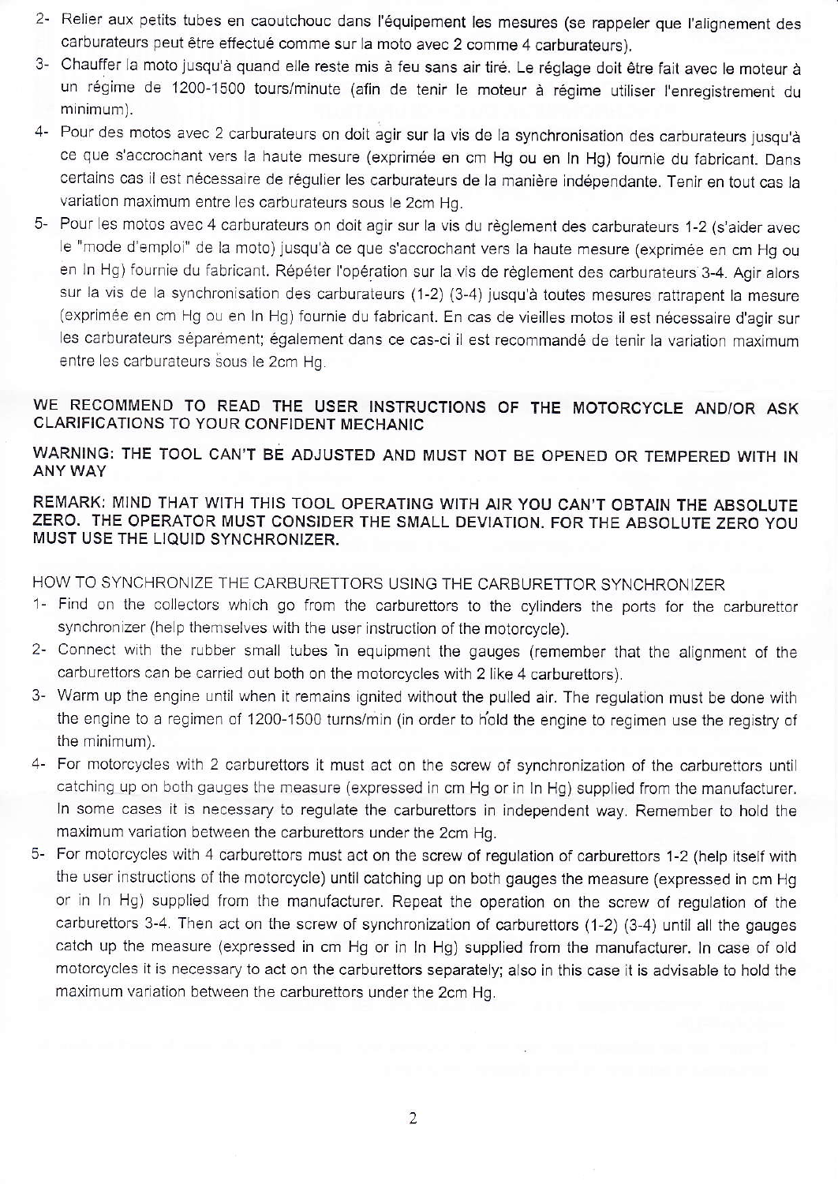2- Relier aux petits tubes en caoutchouc dans l'équipement les mesures (se rappeler que l'alignement des carburateurs peut être effectué comme sur la moto avec 2 comme 4 carburateurs).

3- Chauffer la moto jusqu'à quand elle reste mis à feu sans air tiré. Le réglage doit être fait avec le moteur à un régime de 1200-1500 tours/minute (afin de tenir le moteur à régime utiliser l'enregistrement du minimum).

4- Pour des motos avec 2 carburateurs on doit agir sur la vis de la synchronisation des carburateurs jusqu'à ce que s'accrochant vers la haute mesure (exprimée en cm Hg ou en In Hg) fournie du fabricant. Dans certains cas il est nécessaire de régulier les carburateurs de la manière indépendante. Tenir en tout cas la variation maximum entre les carburateurs sous le 2cm Hg.

5- Pour les motos avec 4 carburateurs on doit agir sur la vis du règlement des carburateurs 1-2 (s'aider avec le "mode d'emploi" de la moto) jusqu'à ce que s'accrochant vers la haute mesure (exprimée en cm Hg ou en In Hg) fournie du fabricant. Répéter l'opération sur la vis de règlement des carburateurs 3-4. Agir alors sur la vis de la synchronisation des carburateurs (1-2) (3-4) jusqu'à toutes mesures rattrapent la mesure (exprimée en cm Hg ou en In Hg) fournie du fabricant. En cas de vieilles motos il est nécessaire d'agir sur les carburateurs séparément; également dans ce cas-ci il est recommandé de tenir la variation maximum entre les carburateurs sous le 2cm Hg.

**WE RECOMMEND TO READ THE USER INSTRUCTIONS OF THE MOTORCYCLE AND/OR ASK CLARIFICATIONS TO YOUR CONFIDENT MECHANIC**

**WARNING: THE TOOL CAN'T BE ADJUSTED AND MUST NOT BE OPENED OR TEMPERED WITH IN ANY WAY**

**REMARK: MIND THAT WITH THIS TOOL OPERATING WITH AIR YOU CAN'T OBTAIN THE ABSOLUTE ZERO. THE OPERATOR MUST CONSIDER THE SMALL DEVIATION. FOR THE ABSOLUTE ZERO YOU MUST USE THE LIQUID SYNCHRONIZER.**

HOW TO SYNCHRONIZE THE CARBURETTORS USING THE CARBURETTOR SYNCHRONIZER

1- Find on the collectors which go from the carburettors to the cylinders the ports for the carburettor synchronizer (help themselves with the user instruction of the motorcycle).

2- Connect with the rubber small tubes in equipment the gauges (remember that the alignment of the carburettors can be carried out both on the motorcycles with 2 like 4 carburettors).

3- Warm up the engine until when it remains ignited without the pulled air. The regulation must be done with the engine to a regimen of 1200-1500 turns/min (in order to hold the engine to regimen use the registry of the minimum).

4- For motorcycles with 2 carburettors it must act on the screw of synchronization of the carburettors until catching up on both gauges the measure (expressed in cm Hg or in In Hg) supplied from the manufacturer. In some cases it is necessary to regulate the carburettors in independent way. Remember to hold the maximum variation between the carburettors under the 2cm Hg.

5- For motorcycles with 4 carburettors must act on the screw of regulation of carburettors 1-2 (help itself with the user instructions of the motorcycle) until catching up on both gauges the measure (expressed in cm Hg or in In Hg) supplied from the manufacturer. Repeat the operation on the screw of regulation of the carburettors 3-4. Then act on the screw of synchronization of carburettors (1-2) (3-4) until all the gauges catch up the measure (expressed in cm Hg or in In Hg) supplied from the manufacturer. In case of old motorcycles it is necessary to act on the carburettors separately; also in this case it is advisable to hold the maximum variation between the carburettors under the 2cm Hg.